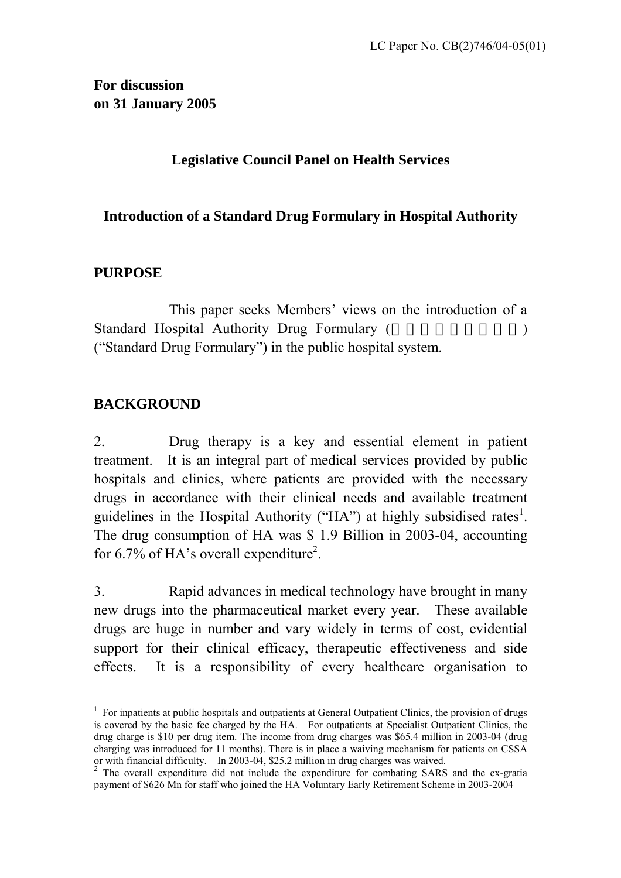LC Paper No. CB(2)746/04-05(01)

**For discussion on 31 January 2005**

## Legislative Council Panel on Health Services

## Introduction of a Standard Drug Formulary in Hospital Authority

### PURPOSE

This paper seeks Members' views on the introduction of a Standard Hospital Authority Drug Formulary (　　　　　　　　) ("Standard Drug Formulary") in the public hospital system.

### BACKGROUND

2. Drug therapy is a key and essential element in patient treatment. It is an integral part of medical services provided by public hospitals and clinics, where patients are provided with the necessary drugs in accordance with their clinical needs and available treatment guidelines in the Hospital Authority ("HA") at highly subsidised rates[1]. The drug consumption of HA was $ 1.9 Billion in 2003-04, accounting for 6.7% of HA's overall expenditure[2].

3. Rapid advances in medical technology have brought in many new drugs into the pharmaceutical market every year. These available drugs are huge in number and vary widely in terms of cost, evidential support for their clinical efficacy, therapeutic effectiveness and side effects. It is a responsibility of every healthcare organisation to

---

[1] For inpatients at public hospitals and outpatients at General Outpatient Clinics, the provision of drugs is covered by the basic fee charged by the HA. For outpatients at Specialist Outpatient Clinics, the drug charge is $10 per drug item. The income from drug charges was $65.4 million in 2003-04 (drug charging was introduced for 11 months). There is in place a waiving mechanism for patients on CSSA or with financial difficulty. In 2003-04, $25.2 million in drug charges was waived.

[2] The overall expenditure did not include the expenditure for combating SARS and the ex-gratia payment of $626 Mn for staff who joined the HA Voluntary Early Retirement Scheme in 2003-2004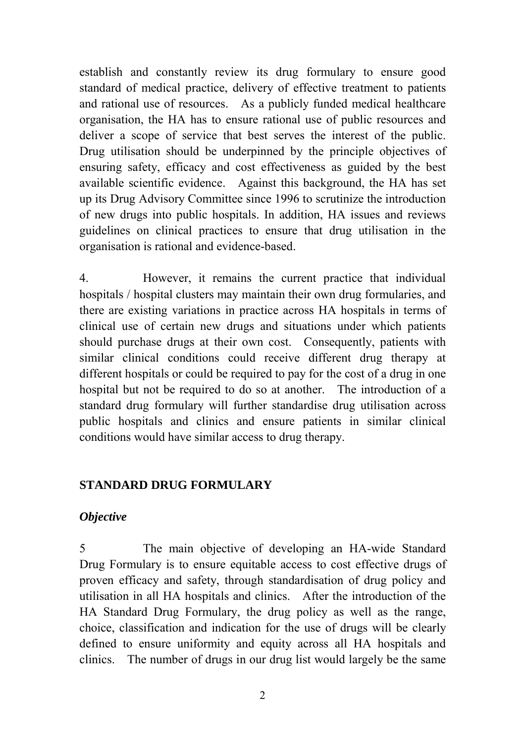establish and constantly review its drug formulary to ensure good standard of medical practice, delivery of effective treatment to patients and rational use of resources. As a publicly funded medical healthcare organisation, the HA has to ensure rational use of public resources and deliver a scope of service that best serves the interest of the public. Drug utilisation should be underpinned by the principle objectives of ensuring safety, efficacy and cost effectiveness as guided by the best available scientific evidence. Against this background, the HA has set up its Drug Advisory Committee since 1996 to scrutinize the introduction of new drugs into public hospitals. In addition, HA issues and reviews guidelines on clinical practices to ensure that drug utilisation in the organisation is rational and evidence-based.

4. However, it remains the current practice that individual hospitals / hospital clusters may maintain their own drug formularies, and there are existing variations in practice across HA hospitals in terms of clinical use of certain new drugs and situations under which patients should purchase drugs at their own cost. Consequently, patients with similar clinical conditions could receive different drug therapy at different hospitals or could be required to pay for the cost of a drug in one hospital but not be required to do so at another. The introduction of a standard drug formulary will further standardise drug utilisation across public hospitals and clinics and ensure patients in similar clinical conditions would have similar access to drug therapy.

## STANDARD DRUG FORMULARY

### *Objective*

5 The main objective of developing an HA-wide Standard Drug Formulary is to ensure equitable access to cost effective drugs of proven efficacy and safety, through standardisation of drug policy and utilisation in all HA hospitals and clinics. After the introduction of the HA Standard Drug Formulary, the drug policy as well as the range, choice, classification and indication for the use of drugs will be clearly defined to ensure uniformity and equity across all HA hospitals and clinics. The number of drugs in our drug list would largely be the same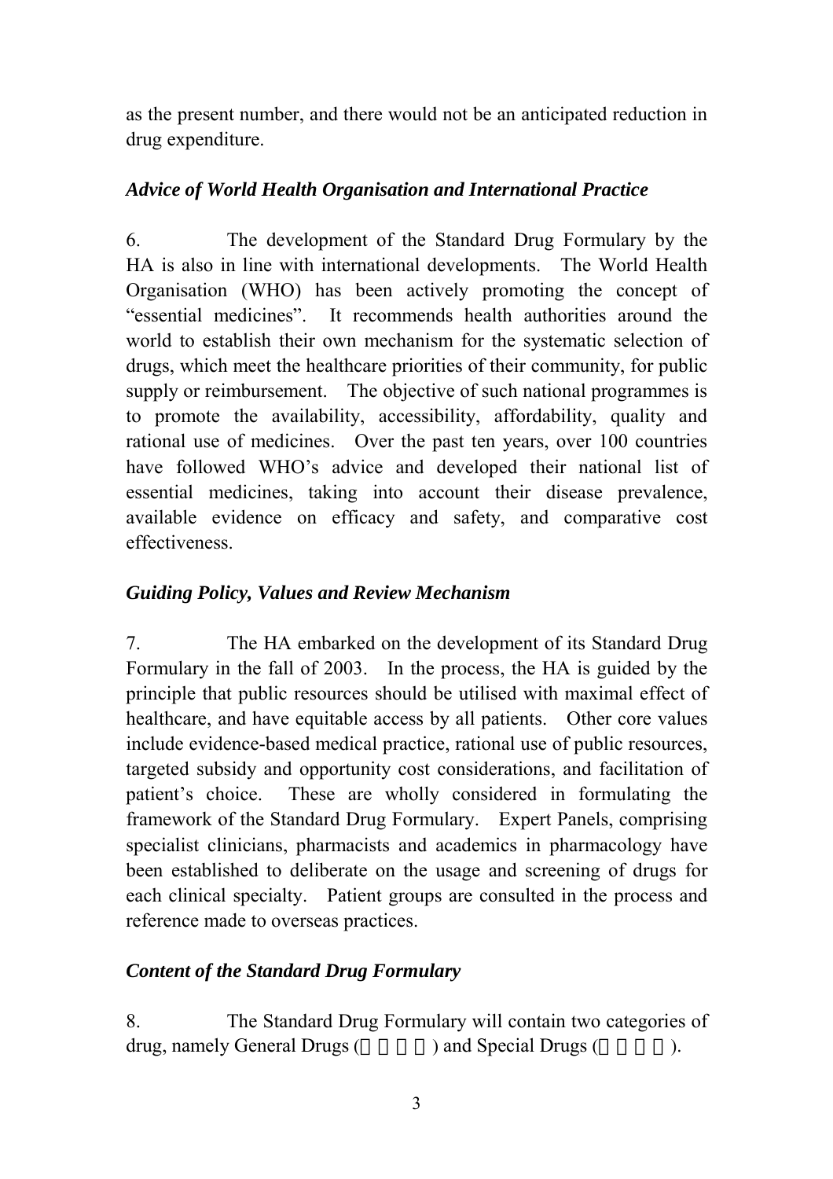as the present number, and there would not be an anticipated reduction in drug expenditure.

### *Advice of World Health Organisation and International Practice*

6. The development of the Standard Drug Formulary by the HA is also in line with international developments. The World Health Organisation (WHO) has been actively promoting the concept of "essential medicines". It recommends health authorities around the world to establish their own mechanism for the systematic selection of drugs, which meet the healthcare priorities of their community, for public supply or reimbursement. The objective of such national programmes is to promote the availability, accessibility, affordability, quality and rational use of medicines. Over the past ten years, over 100 countries have followed WHO's advice and developed their national list of essential medicines, taking into account their disease prevalence, available evidence on efficacy and safety, and comparative cost effectiveness.

### *Guiding Policy, Values and Review Mechanism*

7. The HA embarked on the development of its Standard Drug Formulary in the fall of 2003. In the process, the HA is guided by the principle that public resources should be utilised with maximal effect of healthcare, and have equitable access by all patients. Other core values include evidence-based medical practice, rational use of public resources, targeted subsidy and opportunity cost considerations, and facilitation of patient's choice. These are wholly considered in formulating the framework of the Standard Drug Formulary. Expert Panels, comprising specialist clinicians, pharmacists and academics in pharmacology have been established to deliberate on the usage and screening of drugs for each clinical specialty. Patient groups are consulted in the process and reference made to overseas practices.

### *Content of the Standard Drug Formulary*

8. The Standard Drug Formulary will contain two categories of drug, namely General Drugs (□□□□) and Special Drugs (□□□□).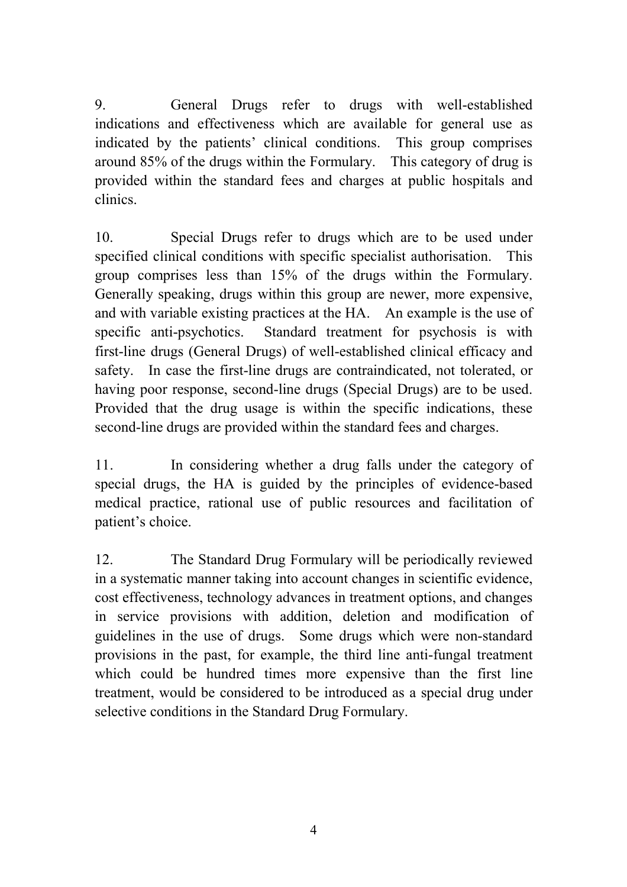9. General Drugs refer to drugs with well-established indications and effectiveness which are available for general use as indicated by the patients' clinical conditions. This group comprises around 85% of the drugs within the Formulary. This category of drug is provided within the standard fees and charges at public hospitals and clinics.

10. Special Drugs refer to drugs which are to be used under specified clinical conditions with specific specialist authorisation. This group comprises less than 15% of the drugs within the Formulary. Generally speaking, drugs within this group are newer, more expensive, and with variable existing practices at the HA. An example is the use of specific anti-psychotics. Standard treatment for psychosis is with first-line drugs (General Drugs) of well-established clinical efficacy and safety. In case the first-line drugs are contraindicated, not tolerated, or having poor response, second-line drugs (Special Drugs) are to be used. Provided that the drug usage is within the specific indications, these second-line drugs are provided within the standard fees and charges.

11. In considering whether a drug falls under the category of special drugs, the HA is guided by the principles of evidence-based medical practice, rational use of public resources and facilitation of patient's choice.

12. The Standard Drug Formulary will be periodically reviewed in a systematic manner taking into account changes in scientific evidence, cost effectiveness, technology advances in treatment options, and changes in service provisions with addition, deletion and modification of guidelines in the use of drugs. Some drugs which were non-standard provisions in the past, for example, the third line anti-fungal treatment which could be hundred times more expensive than the first line treatment, would be considered to be introduced as a special drug under selective conditions in the Standard Drug Formulary.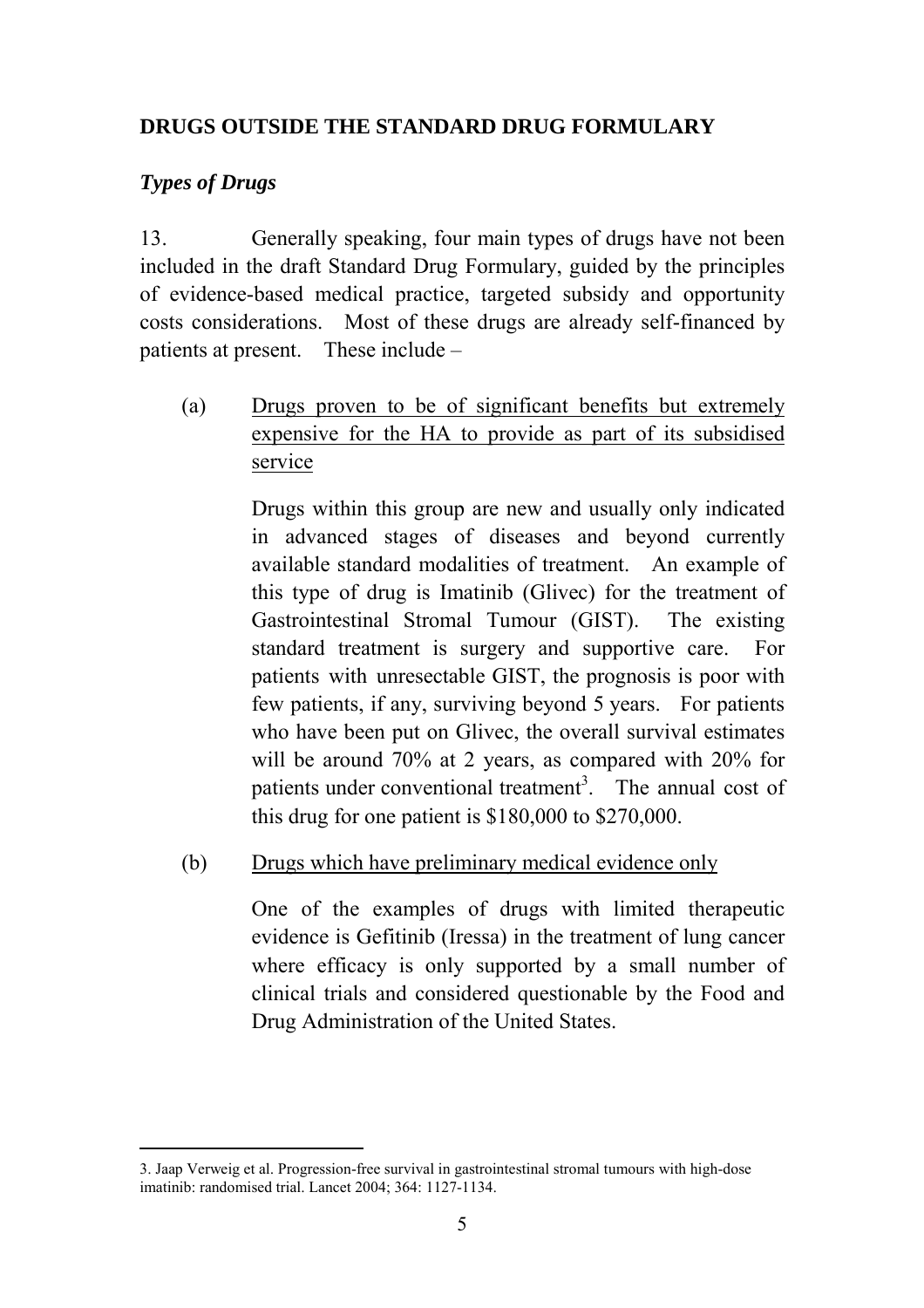## DRUGS OUTSIDE THE STANDARD DRUG FORMULARY

### *Types of Drugs*

13. Generally speaking, four main types of drugs have not been included in the draft Standard Drug Formulary, guided by the principles of evidence-based medical practice, targeted subsidy and opportunity costs considerations. Most of these drugs are already self-financed by patients at present. These include –

(a) <u>Drugs proven to be of significant benefits but extremely expensive for the HA to provide as part of its subsidised service</u>

Drugs within this group are new and usually only indicated in advanced stages of diseases and beyond currently available standard modalities of treatment. An example of this type of drug is Imatinib (Glivec) for the treatment of Gastrointestinal Stromal Tumour (GIST). The existing standard treatment is surgery and supportive care. For patients with unresectable GIST, the prognosis is poor with few patients, if any, surviving beyond 5 years. For patients who have been put on Glivec, the overall survival estimates will be around 70% at 2 years, as compared with 20% for patients under conventional treatment[3]. The annual cost of this drug for one patient is $180,000 to $270,000.

(b) <u>Drugs which have preliminary medical evidence only</u>

One of the examples of drugs with limited therapeutic evidence is Gefitinib (Iressa) in the treatment of lung cancer where efficacy is only supported by a small number of clinical trials and considered questionable by the Food and Drug Administration of the United States.

---

3. Jaap Verweig et al. Progression-free survival in gastrointestinal stromal tumours with high-dose imatinib: randomised trial. Lancet 2004; 364: 1127-1134.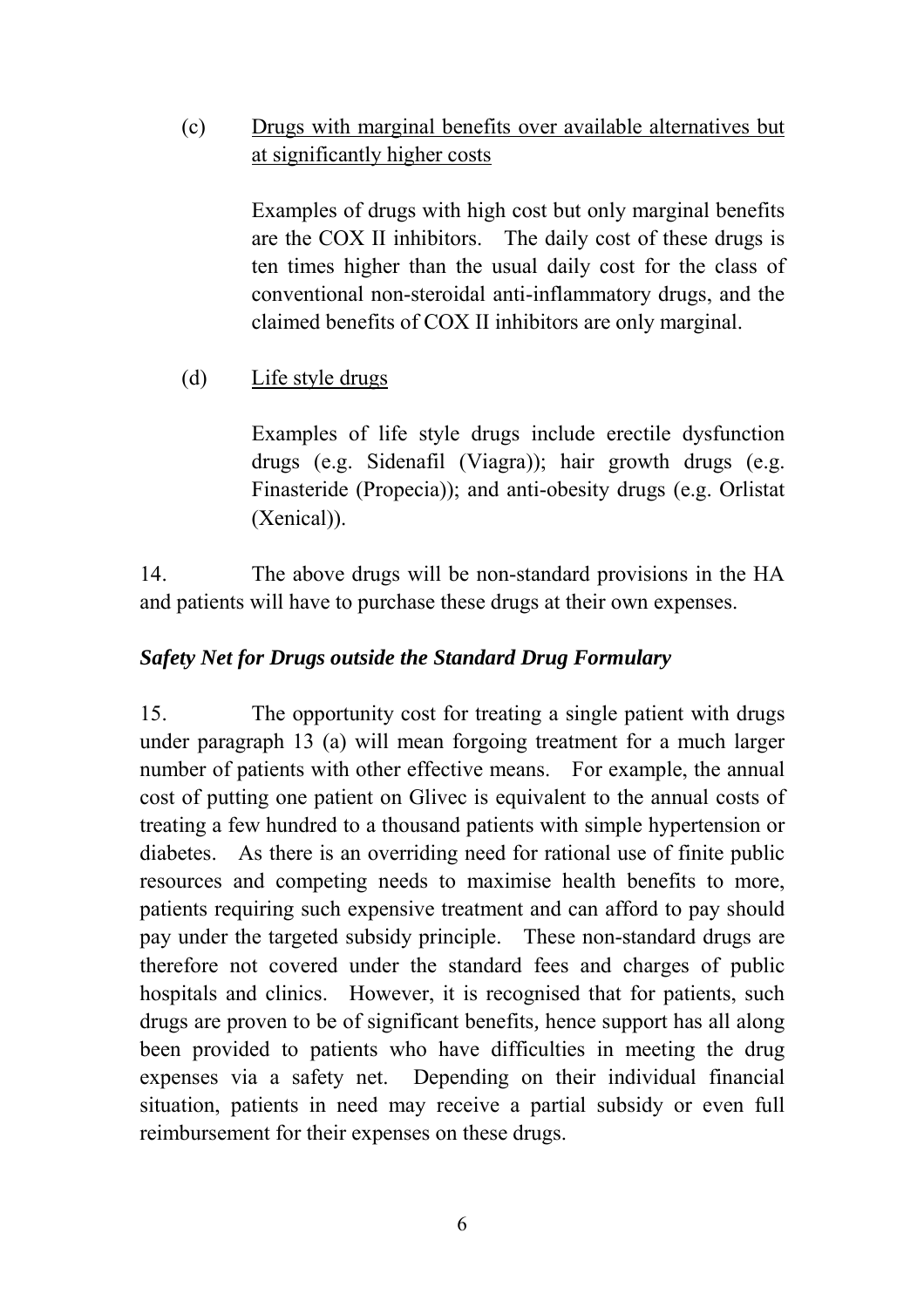(c) <u>Drugs with marginal benefits over available alternatives but at significantly higher costs</u>

Examples of drugs with high cost but only marginal benefits are the COX II inhibitors. The daily cost of these drugs is ten times higher than the usual daily cost for the class of conventional non-steroidal anti-inflammatory drugs, and the claimed benefits of COX II inhibitors are only marginal.

(d) <u>Life style drugs</u>

Examples of life style drugs include erectile dysfunction drugs (e.g. Sidenafil (Viagra)); hair growth drugs (e.g. Finasteride (Propecia)); and anti-obesity drugs (e.g. Orlistat (Xenical)).

14. The above drugs will be non-standard provisions in the HA and patients will have to purchase these drugs at their own expenses.

***Safety Net for Drugs outside the Standard Drug Formulary***

15. The opportunity cost for treating a single patient with drugs under paragraph 13 (a) will mean forgoing treatment for a much larger number of patients with other effective means. For example, the annual cost of putting one patient on Glivec is equivalent to the annual costs of treating a few hundred to a thousand patients with simple hypertension or diabetes. As there is an overriding need for rational use of finite public resources and competing needs to maximise health benefits to more, patients requiring such expensive treatment and can afford to pay should pay under the targeted subsidy principle. These non-standard drugs are therefore not covered under the standard fees and charges of public hospitals and clinics. However, it is recognised that for patients, such drugs are proven to be of significant benefits, hence support has all along been provided to patients who have difficulties in meeting the drug expenses via a safety net. Depending on their individual financial situation, patients in need may receive a partial subsidy or even full reimbursement for their expenses on these drugs.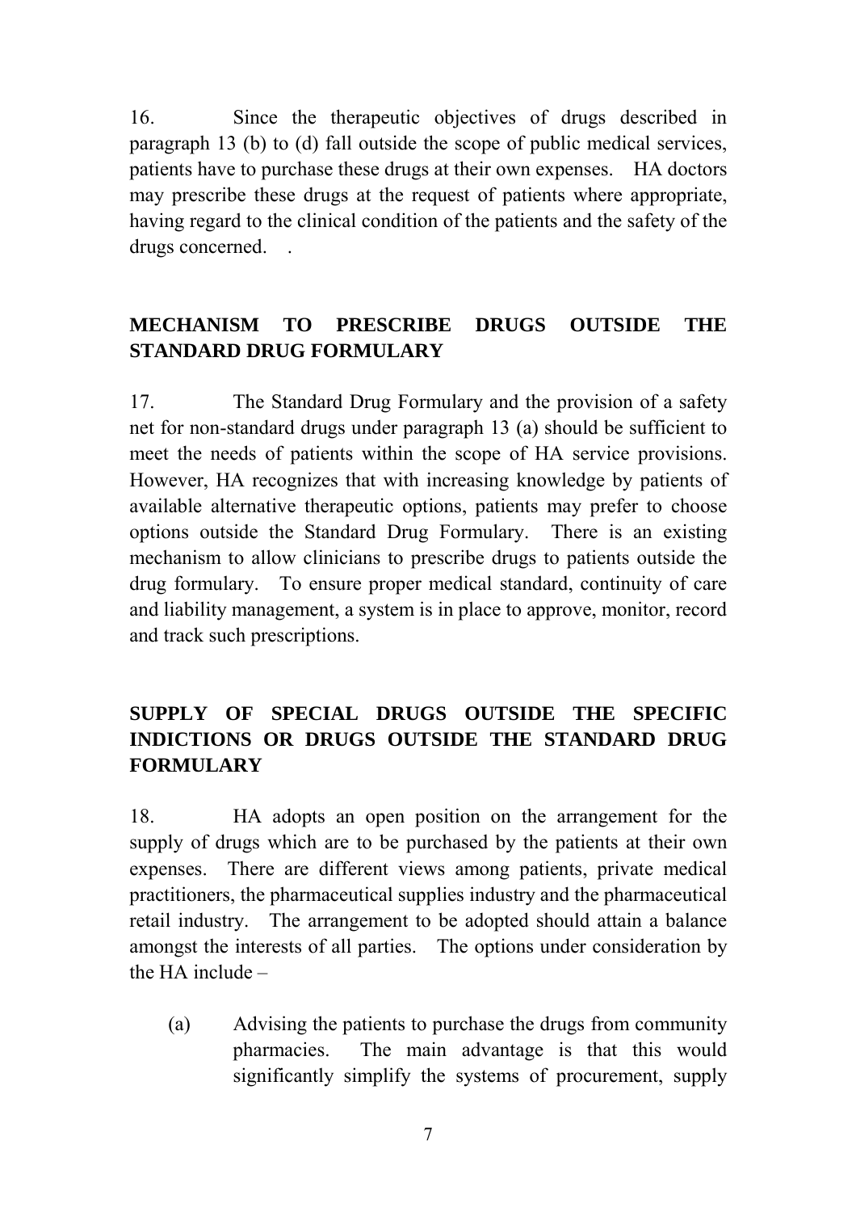16. Since the therapeutic objectives of drugs described in paragraph 13 (b) to (d) fall outside the scope of public medical services, patients have to purchase these drugs at their own expenses. HA doctors may prescribe these drugs at the request of patients where appropriate, having regard to the clinical condition of the patients and the safety of the drugs concerned. .

## MECHANISM TO PRESCRIBE DRUGS OUTSIDE THE STANDARD DRUG FORMULARY

17. The Standard Drug Formulary and the provision of a safety net for non-standard drugs under paragraph 13 (a) should be sufficient to meet the needs of patients within the scope of HA service provisions. However, HA recognizes that with increasing knowledge by patients of available alternative therapeutic options, patients may prefer to choose options outside the Standard Drug Formulary. There is an existing mechanism to allow clinicians to prescribe drugs to patients outside the drug formulary. To ensure proper medical standard, continuity of care and liability management, a system is in place to approve, monitor, record and track such prescriptions.

## SUPPLY OF SPECIAL DRUGS OUTSIDE THE SPECIFIC INDICTIONS OR DRUGS OUTSIDE THE STANDARD DRUG FORMULARY

18. HA adopts an open position on the arrangement for the supply of drugs which are to be purchased by the patients at their own expenses. There are different views among patients, private medical practitioners, the pharmaceutical supplies industry and the pharmaceutical retail industry. The arrangement to be adopted should attain a balance amongst the interests of all parties. The options under consideration by the HA include –

(a) Advising the patients to purchase the drugs from community pharmacies. The main advantage is that this would significantly simplify the systems of procurement, supply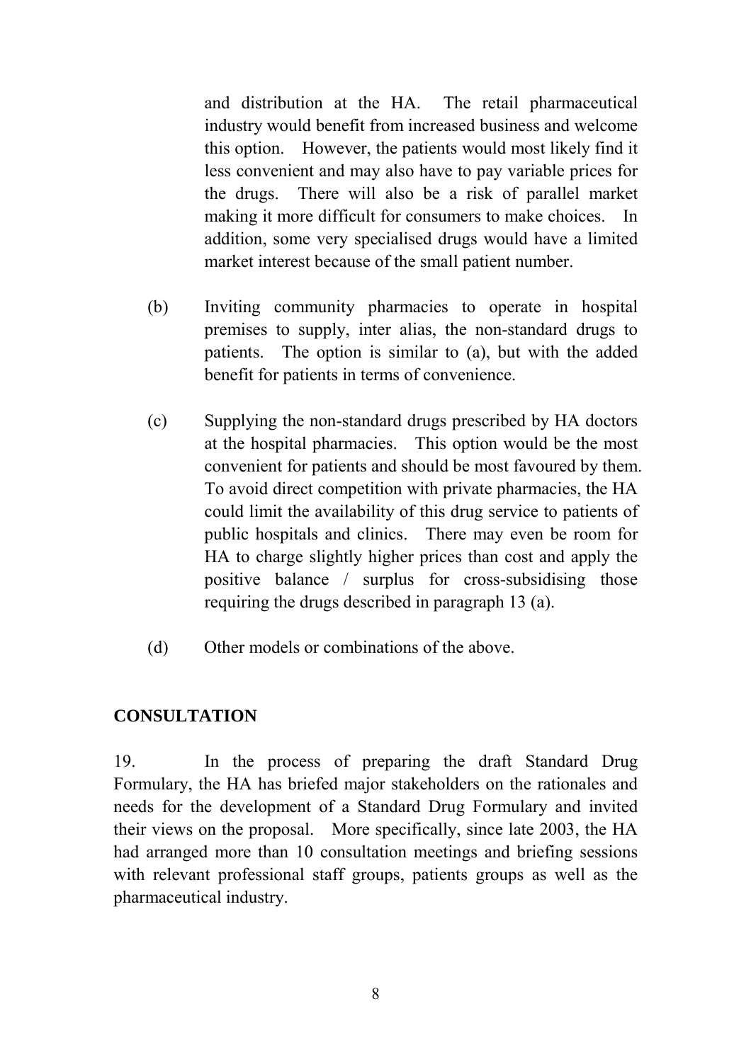and distribution at the HA. The retail pharmaceutical industry would benefit from increased business and welcome this option. However, the patients would most likely find it less convenient and may also have to pay variable prices for the drugs. There will also be a risk of parallel market making it more difficult for consumers to make choices. In addition, some very specialised drugs would have a limited market interest because of the small patient number.

(b) Inviting community pharmacies to operate in hospital premises to supply, inter alias, the non-standard drugs to patients. The option is similar to (a), but with the added benefit for patients in terms of convenience.

(c) Supplying the non-standard drugs prescribed by HA doctors at the hospital pharmacies. This option would be the most convenient for patients and should be most favoured by them. To avoid direct competition with private pharmacies, the HA could limit the availability of this drug service to patients of public hospitals and clinics. There may even be room for HA to charge slightly higher prices than cost and apply the positive balance / surplus for cross-subsidising those requiring the drugs described in paragraph 13 (a).

(d) Other models or combinations of the above.

## CONSULTATION

19. In the process of preparing the draft Standard Drug Formulary, the HA has briefed major stakeholders on the rationales and needs for the development of a Standard Drug Formulary and invited their views on the proposal. More specifically, since late 2003, the HA had arranged more than 10 consultation meetings and briefing sessions with relevant professional staff groups, patients groups as well as the pharmaceutical industry.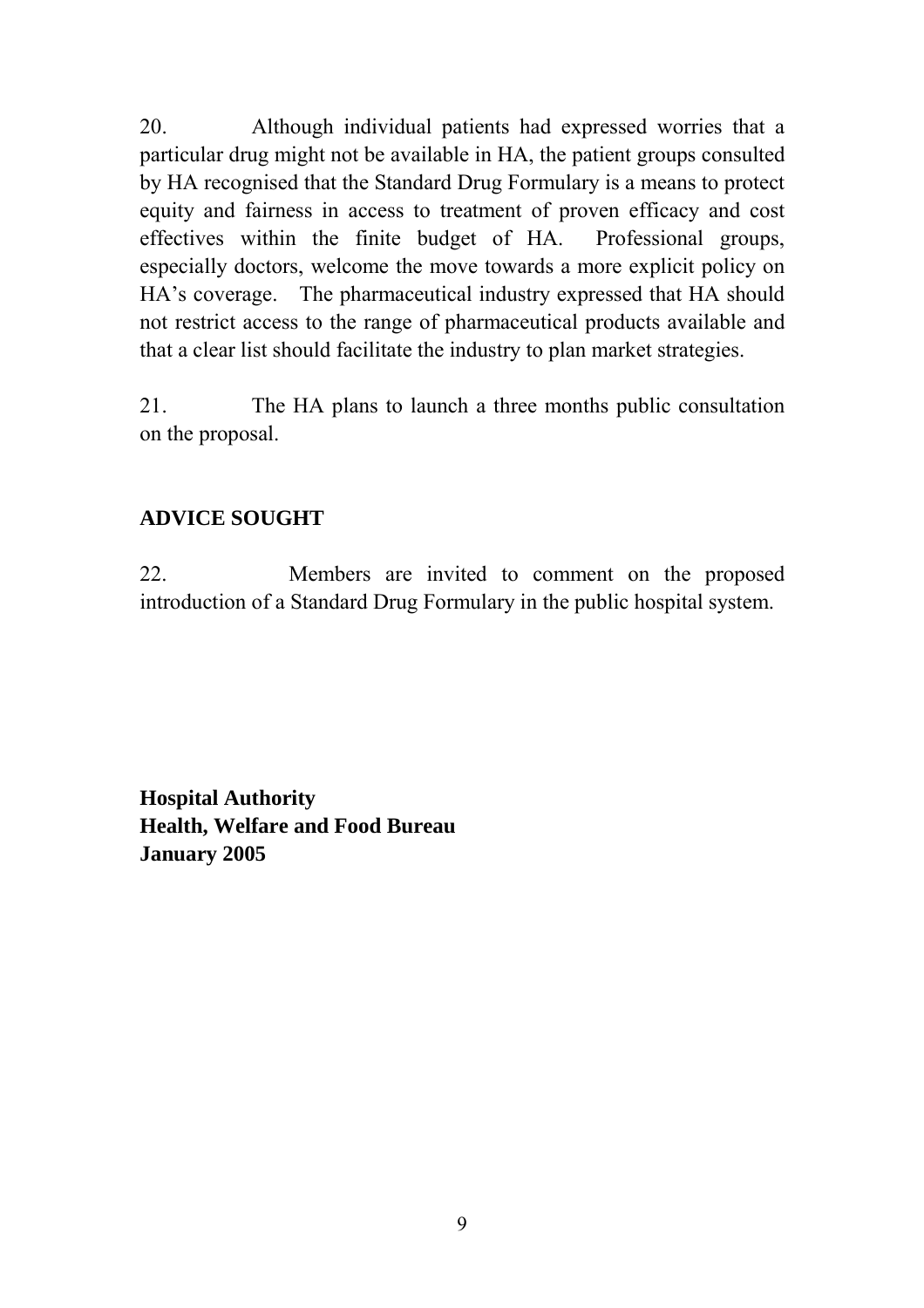20. Although individual patients had expressed worries that a particular drug might not be available in HA, the patient groups consulted by HA recognised that the Standard Drug Formulary is a means to protect equity and fairness in access to treatment of proven efficacy and cost effectives within the finite budget of HA. Professional groups, especially doctors, welcome the move towards a more explicit policy on HA's coverage. The pharmaceutical industry expressed that HA should not restrict access to the range of pharmaceutical products available and that a clear list should facilitate the industry to plan market strategies.

21. The HA plans to launch a three months public consultation on the proposal.

## ADVICE SOUGHT

22. Members are invited to comment on the proposed introduction of a Standard Drug Formulary in the public hospital system.

**Hospital Authority**
**Health, Welfare and Food Bureau**
**January 2005**